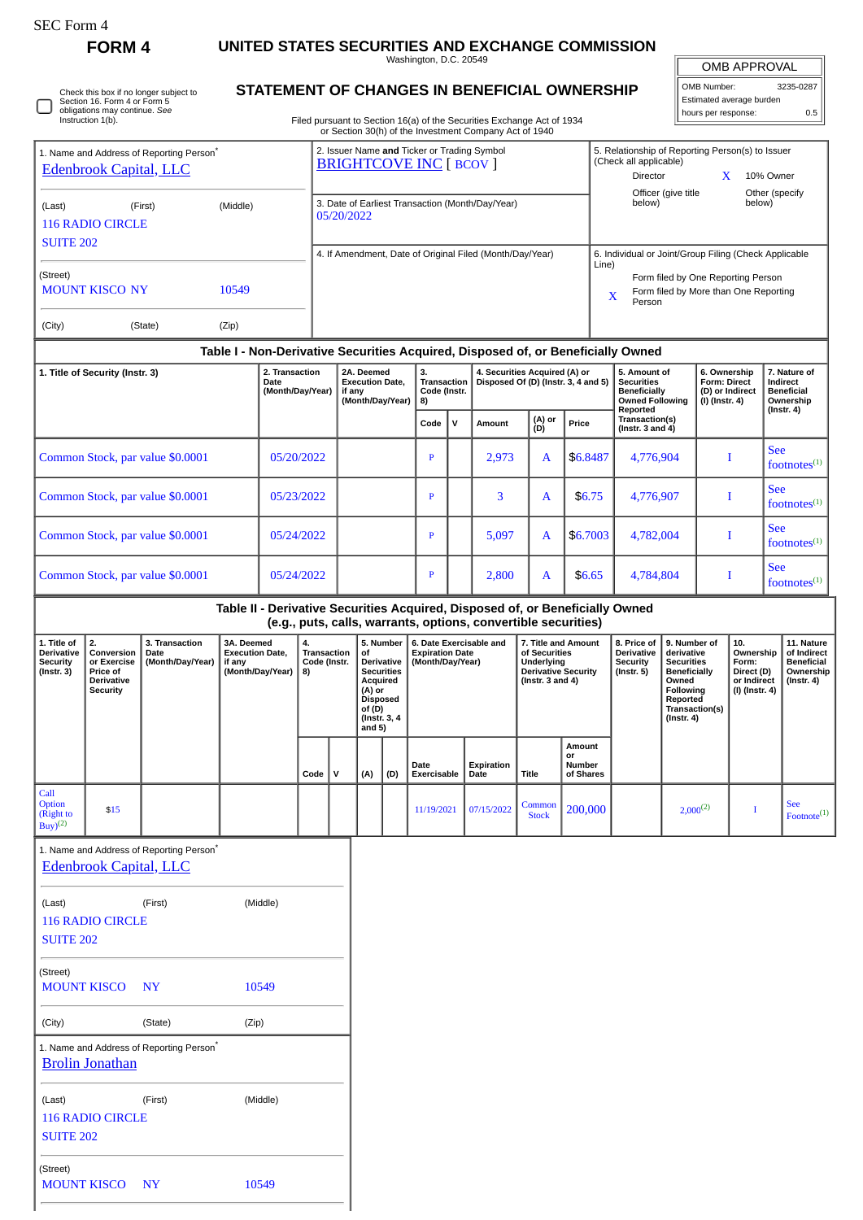SEC Form 4

**FORM 4**

# UNITED STATES SECURITIES AND EXCHANGE COMMISSION

Washington, D.C. 20549

## STATEMENT OF CHANGES IN BENEFICIAL OWNERSHIP

Check this box if no longer subject to Section 16. Form 4 or Form 5 obligations may continue. *See* Instruction 1(b).

Filed pursuant to Section 16(a) of the Securities Exchange Act of 1934 or Section 30(h) of the Investment Company Act of 1940

| OMB APPROVAL | |
|---|---|
| OMB Number: | 3235-0287 |
| Estimated average burden | |
| hours per response: | 0.5 |

1. Name and Address of Reporting Person*
Edenbrook Capital, LLC

(Last) (First) (Middle)
116 RADIO CIRCLE
SUITE 202

(Street)
MOUNT KISCO NY 10549

(City) (State) (Zip)

2. Issuer Name and Ticker or Trading Symbol
BRIGHTCOVE INC [ BCOV ]

3. Date of Earliest Transaction (Month/Day/Year)
05/20/2022

4. If Amendment, Date of Original Filed (Month/Day/Year)

5. Relationship of Reporting Person(s) to Issuer (Check all applicable)
Director
X 10% Owner
Officer (give title below)
Other (specify below)

6. Individual or Joint/Group Filing (Check Applicable Line)
Form filed by One Reporting Person
X Form filed by More than One Reporting Person

### Table I - Non-Derivative Securities Acquired, Disposed of, or Beneficially Owned

| 1. Title of Security (Instr. 3) | 2. Transaction Date (Month/Day/Year) | 2A. Deemed Execution Date, if any (Month/Day/Year) | 3. Transaction Code (Instr. 8) | | 4. Securities Acquired (A) or Disposed Of (D) (Instr. 3, 4 and 5) | | | 5. Amount of Securities Beneficially Owned Following Reported Transaction(s) (Instr. 3 and 4) | 6. Ownership Form: Direct (D) or Indirect (I) (Instr. 4) | 7. Nature of Indirect Beneficial Ownership (Instr. 4) |
|---|---|---|---|---|---|---|---|---|---|---|
| | | | Code | V | Amount | (A) or (D) | Price | | | |
| Common Stock, par value $0.0001 | 05/20/2022 | | P | | 2,973 | A | $6.8487 | 4,776,904 | I | See footnotes[1] |
| Common Stock, par value $0.0001 | 05/23/2022 | | P | | 3 | A | $6.75 | 4,776,907 | I | See footnotes[1] |
| Common Stock, par value $0.0001 | 05/24/2022 | | P | | 5,097 | A | $6.7003 | 4,782,004 | I | See footnotes[1] |
| Common Stock, par value $0.0001 | 05/24/2022 | | P | | 2,800 | A | $6.65 | 4,784,804 | I | See footnotes[1] |

### Table II - Derivative Securities Acquired, Disposed of, or Beneficially Owned (e.g., puts, calls, warrants, options, convertible securities)

| 1. Title of Derivative Security (Instr. 3) | 2. Conversion or Exercise Price of Derivative Security | 3. Transaction Date (Month/Day/Year) | 3A. Deemed Execution Date, if any (Month/Day/Year) | 4. Transaction Code (Instr. 8) | | 5. Number of Derivative Securities Acquired (A) or Disposed of (D) (Instr. 3, 4 and 5) | | 6. Date Exercisable and Expiration Date (Month/Day/Year) | | 7. Title and Amount of Securities Underlying Derivative Security (Instr. 3 and 4) | | 8. Price of Derivative Security (Instr. 5) | 9. Number of derivative Securities Beneficially Owned Following Reported Transaction(s) (Instr. 4) | 10. Ownership Form: Direct (D) or Indirect (I) (Instr. 4) | 11. Nature of Indirect Beneficial Ownership (Instr. 4) |
|---|---|---|---|---|---|---|---|---|---|---|---|---|---|---|---|
| | | | | Code | V | (A) | (D) | Date Exercisable | Expiration Date | Title | Amount or Number of Shares | | | | |
| Call Option (Right to Buy)[2] | $15 | | | | | | | 11/19/2021 | 07/15/2022 | Common Stock | 200,000 | | 2,000[2] | I | See Footnote[1] |

1. Name and Address of Reporting Person*
Edenbrook Capital, LLC

(Last) (First) (Middle)
116 RADIO CIRCLE
SUITE 202

(Street)
MOUNT KISCO NY 10549

(City) (State) (Zip)

1. Name and Address of Reporting Person*
Brolin Jonathan

(Last) (First) (Middle)
116 RADIO CIRCLE
SUITE 202

(Street)
MOUNT KISCO NY 10549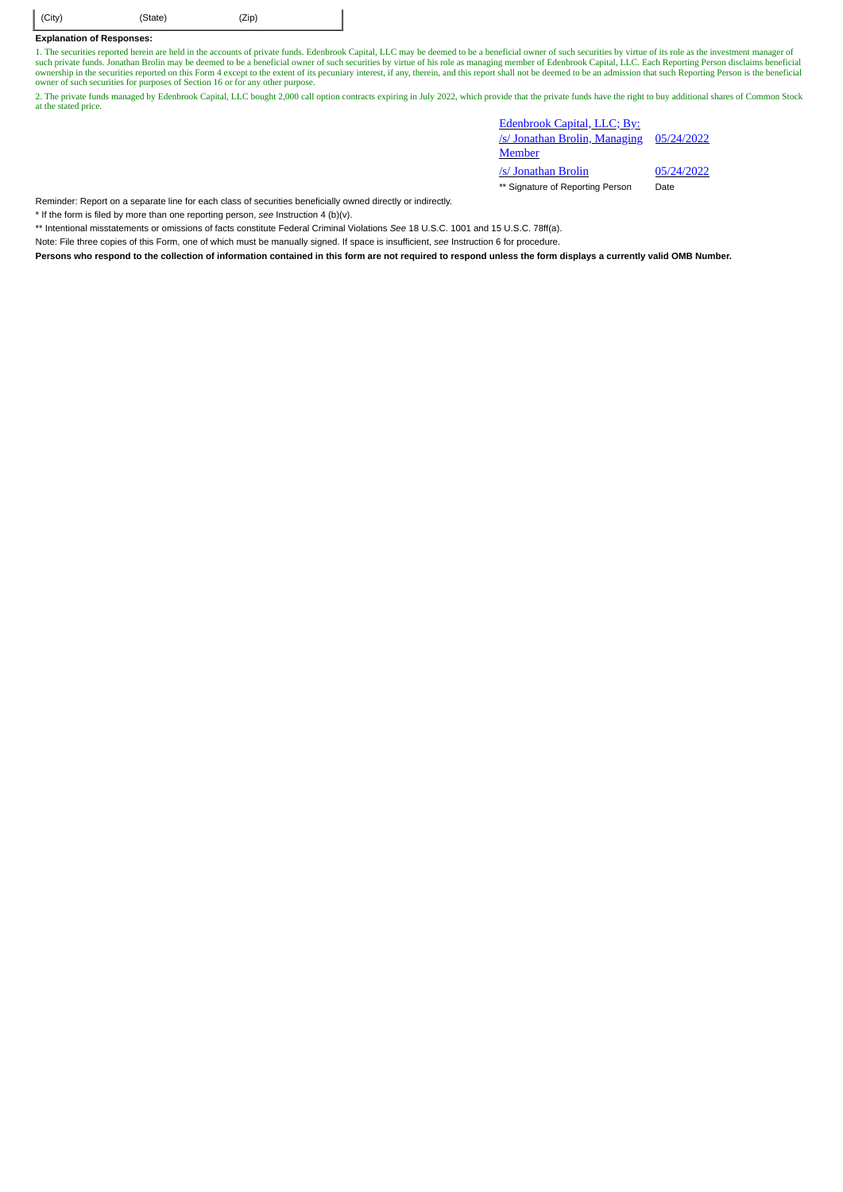| (City) | (State) | (Zip) |
|---|---|---|

**Explanation of Responses:**

1. The securities reported herein are held in the accounts of private funds. Edenbrook Capital, LLC may be deemed to be a beneficial owner of such securities by virtue of its role as the investment manager of such private funds. Jonathan Brolin may be deemed to be a beneficial owner of such securities by virtue of his role as managing member of Edenbrook Capital, LLC. Each Reporting Person disclaims beneficial ownership in the securities reported on this Form 4 except to the extent of its pecuniary interest, if any, therein, and this report shall not be deemed to be an admission that such Reporting Person is the beneficial owner of such securities for purposes of Section 16 or for any other purpose.

2. The private funds managed by Edenbrook Capital, LLC bought 2,000 call option contracts expiring in July 2022, which provide that the private funds have the right to buy additional shares of Common Stock at the stated price.

| | |
|---|---|
| Edenbrook Capital, LLC; By: /s/ Jonathan Brolin, Managing Member | 05/24/2022 |
| /s/ Jonathan Brolin | 05/24/2022 |
| ** Signature of Reporting Person | Date |

Reminder: Report on a separate line for each class of securities beneficially owned directly or indirectly.

* If the form is filed by more than one reporting person, *see* Instruction 4 (b)(v).

** Intentional misstatements or omissions of facts constitute Federal Criminal Violations *See* 18 U.S.C. 1001 and 15 U.S.C. 78ff(a).

Note: File three copies of this Form, one of which must be manually signed. If space is insufficient, *see* Instruction 6 for procedure.

**Persons who respond to the collection of information contained in this form are not required to respond unless the form displays a currently valid OMB Number.**